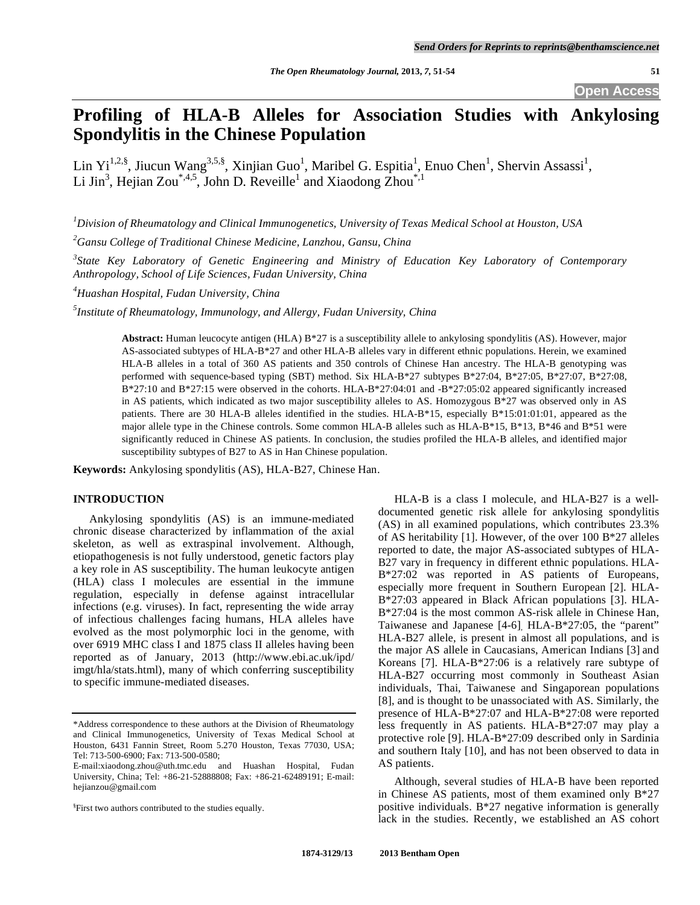# Profiling of HLA-B Alleles for Association Studies with Ankylosing Spondylitis in the Chinese Population

Lin Yi[1,2,§], Jiucun Wang[3,5,§], Xinjian Guo[1], Maribel G. Espitia[1], Enuo Chen[1], Shervin Assassi[1], Li Jin[3], Hejian Zou[*,4,5], John D. Reveille[1] and Xiaodong Zhou[*,1]

[1]*Division of Rheumatology and Clinical Immunogenetics, University of Texas Medical School at Houston, USA*

[2]*Gansu College of Traditional Chinese Medicine, Lanzhou, Gansu, China*

[3]*State Key Laboratory of Genetic Engineering and Ministry of Education Key Laboratory of Contemporary Anthropology, School of Life Sciences, Fudan University, China*

[4]*Huashan Hospital, Fudan University, China*

[5]*Institute of Rheumatology, Immunology, and Allergy, Fudan University, China*

**Abstract:** Human leucocyte antigen (HLA) B*27 is a susceptibility allele to ankylosing spondylitis (AS). However, major AS-associated subtypes of HLA-B*27 and other HLA-B alleles vary in different ethnic populations. Herein, we examined HLA-B alleles in a total of 360 AS patients and 350 controls of Chinese Han ancestry. The HLA-B genotyping was performed with sequence-based typing (SBT) method. Six HLA-B*27 subtypes B*27:04, B*27:05, B*27:07, B*27:08, B*27:10 and B*27:15 were observed in the cohorts. HLA-B*27:04:01 and -B*27:05:02 appeared significantly increased in AS patients, which indicated as two major susceptibility alleles to AS. Homozygous B*27 was observed only in AS patients. There are 30 HLA-B alleles identified in the studies. HLA-B*15, especially B*15:01:01:01, appeared as the major allele type in the Chinese controls. Some common HLA-B alleles such as HLA-B*15, B*13, B*46 and B*51 were significantly reduced in Chinese AS patients. In conclusion, the studies profiled the HLA-B alleles, and identified major susceptibility subtypes of B27 to AS in Han Chinese population.

**Keywords:** Ankylosing spondylitis (AS), HLA-B27, Chinese Han.

## INTRODUCTION

Ankylosing spondylitis (AS) is an immune-mediated chronic disease characterized by inflammation of the axial skeleton, as well as extraspinal involvement. Although, etiopathogenesis is not fully understood, genetic factors play a key role in AS susceptibility. The human leukocyte antigen (HLA) class I molecules are essential in the immune regulation, especially in defense against intracellular infections (e.g. viruses). In fact, representing the wide array of infectious challenges facing humans, HLA alleles have evolved as the most polymorphic loci in the genome, with over 6919 MHC class I and 1875 class II alleles having been reported as of January, 2013 (http://www.ebi.ac.uk/ipd/imgt/hla/stats.html), many of which conferring susceptibility to specific immune-mediated diseases.

HLA-B is a class I molecule, and HLA-B27 is a well-documented genetic risk allele for ankylosing spondylitis (AS) in all examined populations, which contributes 23.3% of AS heritability [1]. However, of the over 100 B*27 alleles reported to date, the major AS-associated subtypes of HLA-B27 vary in frequency in different ethnic populations. HLA-B*27:02 was reported in AS patients of Europeans, especially more frequent in Southern European [2]. HLA-B*27:03 appeared in Black African populations [3]. HLA-B*27:04 is the most common AS-risk allele in Chinese Han, Taiwanese and Japanese [4-6], HLA-B*27:05, the "parent" HLA-B27 allele, is present in almost all populations, and is the major AS allele in Caucasians, American Indians [3] and Koreans [7]. HLA-B*27:06 is a relatively rare subtype of HLA-B27 occurring most commonly in Southeast Asian individuals, Thai, Taiwanese and Singaporean populations [8], and is thought to be unassociated with AS. Similarly, the presence of HLA-B*27:07 and HLA-B*27:08 were reported less frequently in AS patients. HLA-B*27:07 may play a protective role [9]. HLA-B*27:09 described only in Sardinia and southern Italy [10], and has not been observed to data in AS patients.

Although, several studies of HLA-B have been reported in Chinese AS patients, most of them examined only B*27 positive individuals. B*27 negative information is generally lack in the studies. Recently, we established an AS cohort

---

*Address correspondence to these authors at the Division of Rheumatology and Clinical Immunogenetics, University of Texas Medical School at Houston, 6431 Fannin Street, Room 5.270 Houston, Texas 77030, USA; Tel: 713-500-6900; Fax: 713-500-0580;
E-mail:xiaodong.zhou@uth.tmc.edu and Huashan Hospital, Fudan University, China; Tel: +86-21-52888808; Fax: +86-21-62489191; E-mail: hejianzou@gmail.com

§First two authors contributed to the studies equally.

1874-3129/13 2013 Bentham Open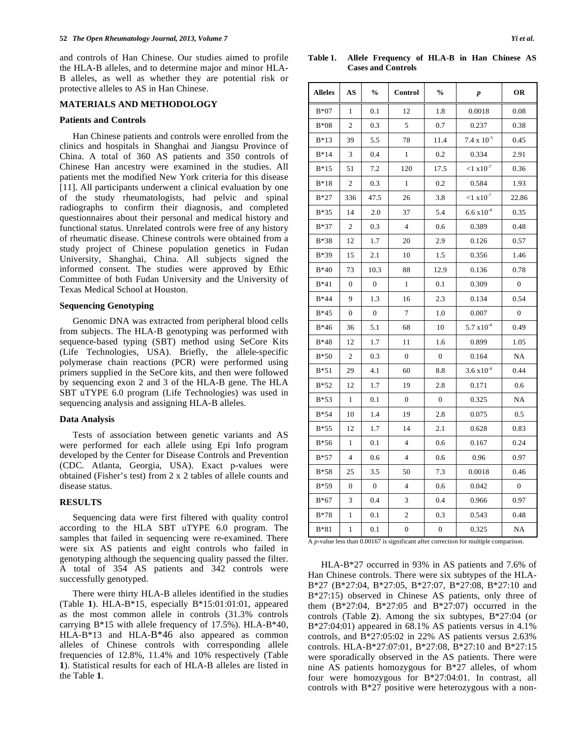and controls of Han Chinese. Our studies aimed to profile the HLA-B alleles, and to determine major and minor HLA-B alleles, as well as whether they are potential risk or protective alleles to AS in Han Chinese.

## MATERIALS AND METHODOLOGY

### Patients and Controls

Han Chinese patients and controls were enrolled from the clinics and hospitals in Shanghai and Jiangsu Province of China. A total of 360 AS patients and 350 controls of Chinese Han ancestry were examined in the studies. All patients met the modified New York criteria for this disease [11]. All participants underwent a clinical evaluation by one of the study rheumatologists, had pelvic and spinal radiographs to confirm their diagnosis, and completed questionnaires about their personal and medical history and functional status. Unrelated controls were free of any history of rheumatic disease. Chinese controls were obtained from a study project of Chinese population genetics in Fudan University, Shanghai, China. All subjects signed the informed consent. The studies were approved by Ethic Committee of both Fudan University and the University of Texas Medical School at Houston.

### Sequencing Genotyping

Genomic DNA was extracted from peripheral blood cells from subjects. The HLA-B genotyping was performed with sequence-based typing (SBT) method using SeCore Kits (Life Technologies, USA). Briefly, the allele-specific polymerase chain reactions (PCR) were performed using primers supplied in the SeCore kits, and then were followed by sequencing exon 2 and 3 of the HLA-B gene. The HLA SBT uTYPE 6.0 program (Life Technologies) was used in sequencing analysis and assigning HLA-B alleles.

### Data Analysis

Tests of association between genetic variants and AS were performed for each allele using Epi Info program developed by the Center for Disease Controls and Prevention (CDC. Atlanta, Georgia, USA). Exact p-values were obtained (Fisher's test) from 2 x 2 tables of allele counts and disease status.

## RESULTS

Sequencing data were first filtered with quality control according to the HLA SBT uTYPE 6.0 program. The samples that failed in sequencing were re-examined. There were six AS patients and eight controls who failed in genotyping although the sequencing quality passed the filter. A total of 354 AS patients and 342 controls were successfully genotyped.

There were thirty HLA-B alleles identified in the studies (Table **1**). HLA-B*15, especially B*15:01:01:01, appeared as the most common allele in controls (31.3% controls carrying B*15 with allele frequency of 17.5%). HLA-B*40, HLA-B*13 and HLA-B*46 also appeared as common alleles of Chinese controls with corresponding allele frequencies of 12.8%, 11.4% and 10% respectively (Table **1**). Statistical results for each of HLA-B alleles are listed in the Table **1**.

**Table 1. Allele Frequency of HLA-B in Han Chinese AS Cases and Controls**

| Alleles | AS | % | Control | % | *p* | OR |
|---|---|---|---|---|---|---|
| B*07 | 1 | 0.1 | 12 | 1.8 | 0.0018 | 0.08 |
| B*08 | 2 | 0.3 | 5 | 0.7 | 0.237 | 0.38 |
| B*13 | 39 | 5.5 | 78 | 11.4 | $7.4 \times 10^{-5}$ | 0.45 |
| B*14 | 3 | 0.4 | 1 | 0.2 | 0.334 | 2.91 |
| B*15 | 51 | 7.2 | 120 | 17.5 | $<1 \times 10^{-7}$ | 0.36 |
| B*18 | 2 | 0.3 | 1 | 0.2 | 0.584 | 1.93 |
| B*27 | 336 | 47.5 | 26 | 3.8 | $<1 \times 10^{-7}$ | 22.86 |
| B*35 | 14 | 2.0 | 37 | 5.4 | $6.6 \times 10^{-4}$ | 0.35 |
| B*37 | 2 | 0.3 | 4 | 0.6 | 0.389 | 0.48 |
| B*38 | 12 | 1.7 | 20 | 2.9 | 0.126 | 0.57 |
| B*39 | 15 | 2.1 | 10 | 1.5 | 0.356 | 1.46 |
| B*40 | 73 | 10.3 | 88 | 12.9 | 0.136 | 0.78 |
| B*41 | 0 | 0 | 1 | 0.1 | 0.309 | 0 |
| B*44 | 9 | 1.3 | 16 | 2.3 | 0.134 | 0.54 |
| B*45 | 0 | 0 | 7 | 1.0 | 0.007 | 0 |
| B*46 | 36 | 5.1 | 68 | 10 | $5.7 \times 10^{-4}$ | 0.49 |
| B*48 | 12 | 1.7 | 11 | 1.6 | 0.899 | 1.05 |
| B*50 | 2 | 0.3 | 0 | 0 | 0.164 | NA |
| B*51 | 29 | 4.1 | 60 | 8.8 | $3.6 \times 10^{-4}$ | 0.44 |
| B*52 | 12 | 1.7 | 19 | 2.8 | 0.171 | 0.6 |
| B*53 | 1 | 0.1 | 0 | 0 | 0.325 | NA |
| B*54 | 10 | 1.4 | 19 | 2.8 | 0.075 | 0.5 |
| B*55 | 12 | 1.7 | 14 | 2.1 | 0.628 | 0.83 |
| B*56 | 1 | 0.1 | 4 | 0.6 | 0.167 | 0.24 |
| B*57 | 4 | 0.6 | 4 | 0.6 | 0.96 | 0.97 |
| B*58 | 25 | 3.5 | 50 | 7.3 | 0.0018 | 0.46 |
| B*59 | 0 | 0 | 4 | 0.6 | 0.042 | 0 |
| B*67 | 3 | 0.4 | 3 | 0.4 | 0.966 | 0.97 |
| B*78 | 1 | 0.1 | 2 | 0.3 | 0.543 | 0.48 |
| B*81 | 1 | 0.1 | 0 | 0 | 0.325 | NA |

A *p*-value less than 0.00167 is significant after correction for multiple comparison.

HLA-B*27 occurred in 93% in AS patients and 7.6% of Han Chinese controls. There were six subtypes of the HLA-B*27 (B*27:04, B*27:05, B*27:07, B*27:08, B*27:10 and B*27:15) observed in Chinese AS patients, only three of them (B*27:04, B*27:05 and B*27:07) occurred in the controls (Table **2**). Among the six subtypes, B*27:04 (or B*27:04:01) appeared in 68.1% AS patients versus in 4.1% controls, and B*27:05:02 in 22% AS patients versus 2.63% controls. HLA-B*27:07:01, B*27:08, B*27:10 and B*27:15 were sporadically observed in the AS patients. There were nine AS patients homozygous for B*27 alleles, of whom four were homozygous for B*27:04:01. In contrast, all controls with B*27 positive were heterozygous with a non-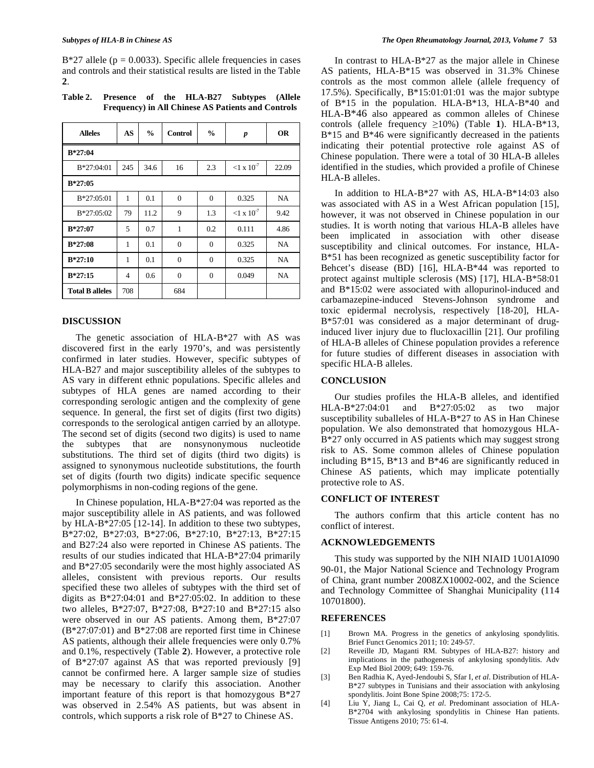B*27 allele (p = 0.0033). Specific allele frequencies in cases and controls and their statistical results are listed in the Table **2**.

**Table 2. Presence of the HLA-B27 Subtypes (Allele Frequency) in All Chinese AS Patients and Controls**

| Alleles | AS | % | Control | % | *p* | OR |
|---|---|---|---|---|---|---|
| **B*27:04** | | | | | | |
| B*27:04:01 | 245 | 34.6 | 16 | 2.3 | $<1 \times 10^{-7}$ | 22.09 |
| **B*27:05** | | | | | | |
| B*27:05:01 | 1 | 0.1 | 0 | 0 | 0.325 | NA |
| B*27:05:02 | 79 | 11.2 | 9 | 1.3 | $<1 \times 10^{-7}$ | 9.42 |
| **B*27:07** | 5 | 0.7 | 1 | 0.2 | 0.111 | 4.86 |
| **B*27:08** | 1 | 0.1 | 0 | 0 | 0.325 | NA |
| **B*27:10** | 1 | 0.1 | 0 | 0 | 0.325 | NA |
| **B*27:15** | 4 | 0.6 | 0 | 0 | 0.049 | NA |
| **Total B alleles** | 708 | | 684 | | | |

## DISCUSSION

The genetic association of HLA-B*27 with AS was discovered first in the early 1970's, and was persistently confirmed in later studies. However, specific subtypes of HLA-B27 and major susceptibility alleles of the subtypes to AS vary in different ethnic populations. Specific alleles and subtypes of HLA genes are named according to their corresponding serologic antigen and the complexity of gene sequence. In general, the first set of digits (first two digits) corresponds to the serological antigen carried by an allotype. The second set of digits (second two digits) is used to name the subtypes that are nonsynonymous nucleotide substitutions. The third set of digits (third two digits) is assigned to synonymous nucleotide substitutions, the fourth set of digits (fourth two digits) indicate specific sequence polymorphisms in non-coding regions of the gene.

In Chinese population, HLA-B*27:04 was reported as the major susceptibility allele in AS patients, and was followed by HLA-B*27:05 [12-14]. In addition to these two subtypes, B*27:02, B*27:03, B*27:06, B*27:10, B*27:13, B*27:15 and B27:24 also were reported in Chinese AS patients. The results of our studies indicated that HLA-B*27:04 primarily and B*27:05 secondarily were the most highly associated AS alleles, consistent with previous reports. Our results specified these two alleles of subtypes with the third set of digits as B*27:04:01 and B*27:05:02. In addition to these two alleles, B*27:07, B*27:08, B*27:10 and B*27:15 also were observed in our AS patients. Among them, B*27:07 (B*27:07:01) and B*27:08 are reported first time in Chinese AS patients, although their allele frequencies were only 0.7% and 0.1%, respectively (Table **2**). However, a protective role of B*27:07 against AS that was reported previously [9] cannot be confirmed here. A larger sample size of studies may be necessary to clarify this association. Another important feature of this report is that homozygous B*27 was observed in 2.54% AS patients, but was absent in controls, which supports a risk role of B*27 to Chinese AS.

In contrast to HLA-B*27 as the major allele in Chinese AS patients, HLA-B*15 was observed in 31.3% Chinese controls as the most common allele (allele frequency of 17.5%). Specifically, B*15:01:01:01 was the major subtype of B*15 in the population. HLA-B*13, HLA-B*40 and HLA-B*46 also appeared as common alleles of Chinese controls (allele frequency ≥10%) (Table **1**). HLA-B*13, B*15 and B*46 were significantly decreased in the patients indicating their potential protective role against AS of Chinese population. There were a total of 30 HLA-B alleles identified in the studies, which provided a profile of Chinese HLA-B alleles.

In addition to HLA-B*27 with AS, HLA-B*14:03 also was associated with AS in a West African population [15], however, it was not observed in Chinese population in our studies. It is worth noting that various HLA-B alleles have been implicated in association with other disease susceptibility and clinical outcomes. For instance, HLA-B*51 has been recognized as genetic susceptibility factor for Behcet's disease (BD) [16], HLA-B*44 was reported to protect against multiple sclerosis (MS) [17], HLA-B*58:01 and B*15:02 were associated with allopurinol-induced and carbamazepine-induced Stevens-Johnson syndrome and toxic epidermal necrolysis, respectively [18-20], HLA-B*57:01 was considered as a major determinant of drug-induced liver injury due to flucloxacillin [21]. Our profiling of HLA-B alleles of Chinese population provides a reference for future studies of different diseases in association with specific HLA-B alleles.

## CONCLUSION

Our studies profiles the HLA-B alleles, and identified HLA-B*27:04:01 and B*27:05:02 as two major susceptibility suballeles of HLA-B*27 to AS in Han Chinese population. We also demonstrated that homozygous HLA-B*27 only occurred in AS patients which may suggest strong risk to AS. Some common alleles of Chinese population including B*15, B*13 and B*46 are significantly reduced in Chinese AS patients, which may implicate potentially protective role to AS.

## CONFLICT OF INTEREST

The authors confirm that this article content has no conflict of interest.

## ACKNOWLEDGEMENTS

This study was supported by the NIH NIAID 1U01AI090 90-01, the Major National Science and Technology Program of China, grant number 2008ZX10002-002, and the Science and Technology Committee of Shanghai Municipality (114 10701800).

## REFERENCES

[1] Brown MA. Progress in the genetics of ankylosing spondylitis. Brief Funct Genomics 2011; 10: 249-57.

[2] Reveille JD, Maganti RM. Subtypes of HLA-B27: history and implications in the pathogenesis of ankylosing spondylitis. Adv Exp Med Biol 2009; 649: 159-76.

[3] Ben Radhia K, Ayed-Jendoubi S, Sfar I, *et al*. Distribution of HLA-B*27 subtypes in Tunisians and their association with ankylosing spondylitis. Joint Bone Spine 2008;75: 172-5.

[4] Liu Y, Jiang L, Cai Q, *et al*. Predominant association of HLA-B*2704 with ankylosing spondylitis in Chinese Han patients. Tissue Antigens 2010; 75: 61-4.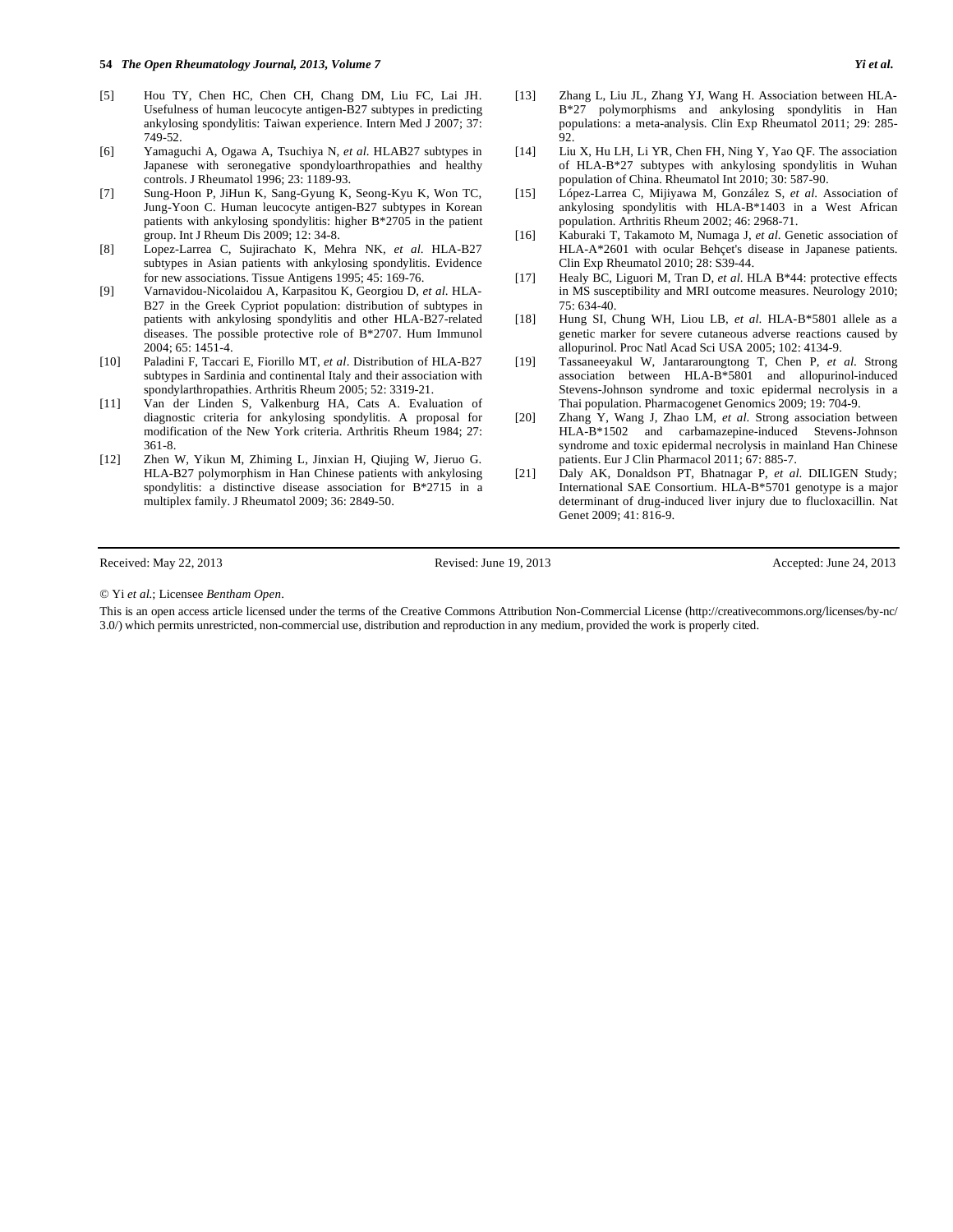[5] Hou TY, Chen HC, Chen CH, Chang DM, Liu FC, Lai JH. Usefulness of human leucocyte antigen-B27 subtypes in predicting ankylosing spondylitis: Taiwan experience. Intern Med J 2007; 37: 749-52.

[6] Yamaguchi A, Ogawa A, Tsuchiya N, *et al*. HLAB27 subtypes in Japanese with seronegative spondyloarthropathies and healthy controls. J Rheumatol 1996; 23: 1189-93.

[7] Sung-Hoon P, JiHun K, Sang-Gyung K, Seong-Kyu K, Won TC, Jung-Yoon C. Human leucocyte antigen-B27 subtypes in Korean patients with ankylosing spondylitis: higher B*2705 in the patient group. Int J Rheum Dis 2009; 12: 34-8.

[8] Lopez-Larrea C, Sujirachato K, Mehra NK, *et al*. HLA-B27 subtypes in Asian patients with ankylosing spondylitis. Evidence for new associations. Tissue Antigens 1995; 45: 169-76.

[9] Varnavidou-Nicolaidou A, Karpasitou K, Georgiou D, *et al*. HLA-B27 in the Greek Cypriot population: distribution of subtypes in patients with ankylosing spondylitis and other HLA-B27-related diseases. The possible protective role of B*2707. Hum Immunol 2004; 65: 1451-4.

[10] Paladini F, Taccari E, Fiorillo MT, *et al*. Distribution of HLA-B27 subtypes in Sardinia and continental Italy and their association with spondylarthropathies. Arthritis Rheum 2005; 52: 3319-21.

[11] Van der Linden S, Valkenburg HA, Cats A. Evaluation of diagnostic criteria for ankylosing spondylitis. A proposal for modification of the New York criteria. Arthritis Rheum 1984; 27: 361-8.

[12] Zhen W, Yikun M, Zhiming L, Jinxian H, Qiujing W, Jieruo G. HLA-B27 polymorphism in Han Chinese patients with ankylosing spondylitis: a distinctive disease association for B*2715 in a multiplex family. J Rheumatol 2009; 36: 2849-50.

[13] Zhang L, Liu JL, Zhang YJ, Wang H. Association between HLA-B*27 polymorphisms and ankylosing spondylitis in Han populations: a meta-analysis. Clin Exp Rheumatol 2011; 29: 285-92.

[14] Liu X, Hu LH, Li YR, Chen FH, Ning Y, Yao QF. The association of HLA-B*27 subtypes with ankylosing spondylitis in Wuhan population of China. Rheumatol Int 2010; 30: 587-90.

[15] López-Larrea C, Mijiyawa M, González S, *et al*. Association of ankylosing spondylitis with HLA-B*1403 in a West African population. Arthritis Rheum 2002; 46: 2968-71.

[16] Kaburaki T, Takamoto M, Numaga J, *et al*. Genetic association of HLA-A*2601 with ocular Behçet's disease in Japanese patients. Clin Exp Rheumatol 2010; 28: S39-44.

[17] Healy BC, Liguori M, Tran D, *et al*. HLA B*44: protective effects in MS susceptibility and MRI outcome measures. Neurology 2010; 75: 634-40.

[18] Hung SI, Chung WH, Liou LB, *et al*. HLA-B*5801 allele as a genetic marker for severe cutaneous adverse reactions caused by allopurinol. Proc Natl Acad Sci USA 2005; 102: 4134-9.

[19] Tassaneeyakul W, Jantararoungtong T, Chen P, *et al*. Strong association between HLA-B*5801 and allopurinol-induced Stevens-Johnson syndrome and toxic epidermal necrolysis in a Thai population. Pharmacogenet Genomics 2009; 19: 704-9.

[20] Zhang Y, Wang J, Zhao LM, *et al*. Strong association between HLA-B*1502 and carbamazepine-induced Stevens-Johnson syndrome and toxic epidermal necrolysis in mainland Han Chinese patients. Eur J Clin Pharmacol 2011; 67: 885-7.

[21] Daly AK, Donaldson PT, Bhatnagar P, *et al*. DILIGEN Study; International SAE Consortium. HLA-B*5701 genotype is a major determinant of drug-induced liver injury due to flucloxacillin. Nat Genet 2009; 41: 816-9.

---

Received: May 22, 2013 Revised: June 19, 2013 Accepted: June 24, 2013

© Yi *et al.*; Licensee *Bentham Open*.

This is an open access article licensed under the terms of the Creative Commons Attribution Non-Commercial License (http://creativecommons.org/licenses/by-nc/3.0/) which permits unrestricted, non-commercial use, distribution and reproduction in any medium, provided the work is properly cited.